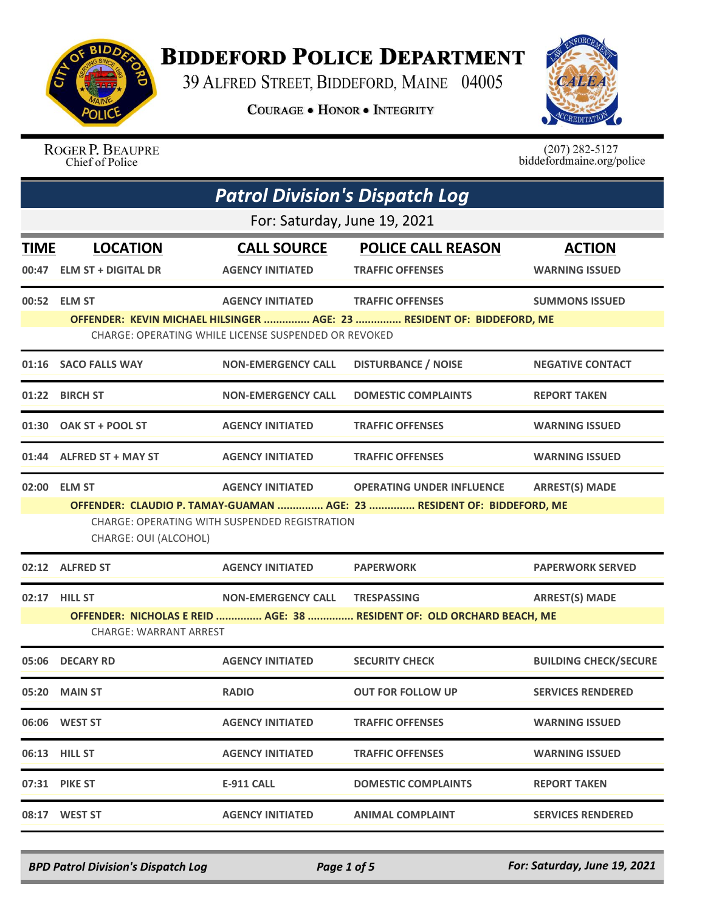# Biddeford Police Department

39 Alfred Street, Biddeford, Maine 04005

**Courage • Honor • Integrity**

Roger P. Beaupre
Chief of Police

(207) 282-5127
biddefordmaine.org/police

## *Patrol Division's Dispatch Log*

For: Saturday, June 19, 2021

| TIME | LOCATION | CALL SOURCE | POLICE CALL REASON | ACTION |
|---|---|---|---|---|
| 00:47 | ELM ST + DIGITAL DR | AGENCY INITIATED | TRAFFIC OFFENSES | WARNING ISSUED |
| 00:52 | ELM ST | AGENCY INITIATED | TRAFFIC OFFENSES | SUMMONS ISSUED |
| | OFFENDER: KEVIN MICHAEL HILSINGER ............... AGE: 23 ............... RESIDENT OF: BIDDEFORD, ME | | | |
| | CHARGE: OPERATING WHILE LICENSE SUSPENDED OR REVOKED | | | |
| 01:16 | SACO FALLS WAY | NON-EMERGENCY CALL | DISTURBANCE / NOISE | NEGATIVE CONTACT |
| 01:22 | BIRCH ST | NON-EMERGENCY CALL | DOMESTIC COMPLAINTS | REPORT TAKEN |
| 01:30 | OAK ST + POOL ST | AGENCY INITIATED | TRAFFIC OFFENSES | WARNING ISSUED |
| 01:44 | ALFRED ST + MAY ST | AGENCY INITIATED | TRAFFIC OFFENSES | WARNING ISSUED |
| 02:00 | ELM ST | AGENCY INITIATED | OPERATING UNDER INFLUENCE | ARREST(S) MADE |
| | OFFENDER: CLAUDIO P. TAMAY-GUAMAN ............... AGE: 23 ............... RESIDENT OF: BIDDEFORD, ME | | | |
| | CHARGE: OPERATING WITH SUSPENDED REGISTRATION | | | |
| | CHARGE: OUI (ALCOHOL) | | | |
| 02:12 | ALFRED ST | AGENCY INITIATED | PAPERWORK | PAPERWORK SERVED |
| 02:17 | HILL ST | NON-EMERGENCY CALL | TRESPASSING | ARREST(S) MADE |
| | OFFENDER: NICHOLAS E REID ............... AGE: 38 ............... RESIDENT OF: OLD ORCHARD BEACH, ME | | | |
| | CHARGE: WARRANT ARREST | | | |
| 05:06 | DECARY RD | AGENCY INITIATED | SECURITY CHECK | BUILDING CHECK/SECURE |
| 05:20 | MAIN ST | RADIO | OUT FOR FOLLOW UP | SERVICES RENDERED |
| 06:06 | WEST ST | AGENCY INITIATED | TRAFFIC OFFENSES | WARNING ISSUED |
| 06:13 | HILL ST | AGENCY INITIATED | TRAFFIC OFFENSES | WARNING ISSUED |
| 07:31 | PIKE ST | E-911 CALL | DOMESTIC COMPLAINTS | REPORT TAKEN |
| 08:17 | WEST ST | AGENCY INITIATED | ANIMAL COMPLAINT | SERVICES RENDERED |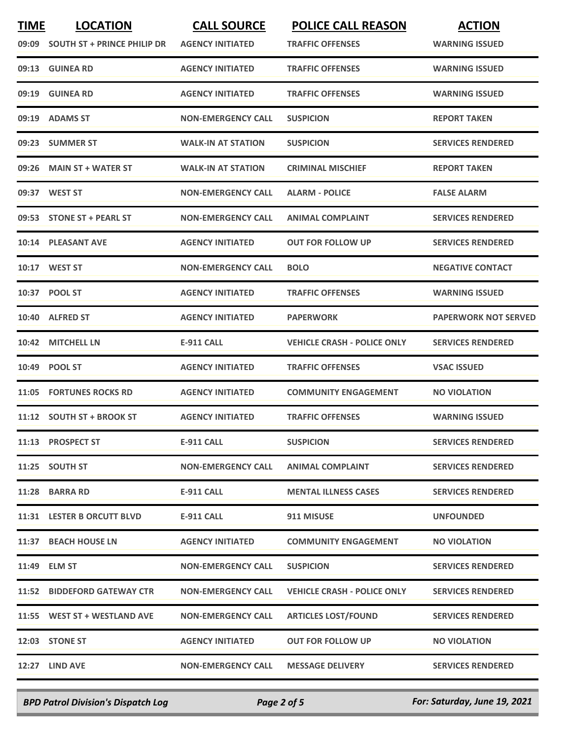| TIME | LOCATION | CALL SOURCE | POLICE CALL REASON | ACTION |
|---|---|---|---|---|
| 09:09 | SOUTH ST + PRINCE PHILIP DR | AGENCY INITIATED | TRAFFIC OFFENSES | WARNING ISSUED |
| 09:13 | GUINEA RD | AGENCY INITIATED | TRAFFIC OFFENSES | WARNING ISSUED |
| 09:19 | GUINEA RD | AGENCY INITIATED | TRAFFIC OFFENSES | WARNING ISSUED |
| 09:19 | ADAMS ST | NON-EMERGENCY CALL | SUSPICION | REPORT TAKEN |
| 09:23 | SUMMER ST | WALK-IN AT STATION | SUSPICION | SERVICES RENDERED |
| 09:26 | MAIN ST + WATER ST | WALK-IN AT STATION | CRIMINAL MISCHIEF | REPORT TAKEN |
| 09:37 | WEST ST | NON-EMERGENCY CALL | ALARM - POLICE | FALSE ALARM |
| 09:53 | STONE ST + PEARL ST | NON-EMERGENCY CALL | ANIMAL COMPLAINT | SERVICES RENDERED |
| 10:14 | PLEASANT AVE | AGENCY INITIATED | OUT FOR FOLLOW UP | SERVICES RENDERED |
| 10:17 | WEST ST | NON-EMERGENCY CALL | BOLO | NEGATIVE CONTACT |
| 10:37 | POOL ST | AGENCY INITIATED | TRAFFIC OFFENSES | WARNING ISSUED |
| 10:40 | ALFRED ST | AGENCY INITIATED | PAPERWORK | PAPERWORK NOT SERVED |
| 10:42 | MITCHELL LN | E-911 CALL | VEHICLE CRASH - POLICE ONLY | SERVICES RENDERED |
| 10:49 | POOL ST | AGENCY INITIATED | TRAFFIC OFFENSES | VSAC ISSUED |
| 11:05 | FORTUNES ROCKS RD | AGENCY INITIATED | COMMUNITY ENGAGEMENT | NO VIOLATION |
| 11:12 | SOUTH ST + BROOK ST | AGENCY INITIATED | TRAFFIC OFFENSES | WARNING ISSUED |
| 11:13 | PROSPECT ST | E-911 CALL | SUSPICION | SERVICES RENDERED |
| 11:25 | SOUTH ST | NON-EMERGENCY CALL | ANIMAL COMPLAINT | SERVICES RENDERED |
| 11:28 | BARRA RD | E-911 CALL | MENTAL ILLNESS CASES | SERVICES RENDERED |
| 11:31 | LESTER B ORCUTT BLVD | E-911 CALL | 911 MISUSE | UNFOUNDED |
| 11:37 | BEACH HOUSE LN | AGENCY INITIATED | COMMUNITY ENGAGEMENT | NO VIOLATION |
| 11:49 | ELM ST | NON-EMERGENCY CALL | SUSPICION | SERVICES RENDERED |
| 11:52 | BIDDEFORD GATEWAY CTR | NON-EMERGENCY CALL | VEHICLE CRASH - POLICE ONLY | SERVICES RENDERED |
| 11:55 | WEST ST + WESTLAND AVE | NON-EMERGENCY CALL | ARTICLES LOST/FOUND | SERVICES RENDERED |
| 12:03 | STONE ST | AGENCY INITIATED | OUT FOR FOLLOW UP | NO VIOLATION |
| 12:27 | LIND AVE | NON-EMERGENCY CALL | MESSAGE DELIVERY | SERVICES RENDERED |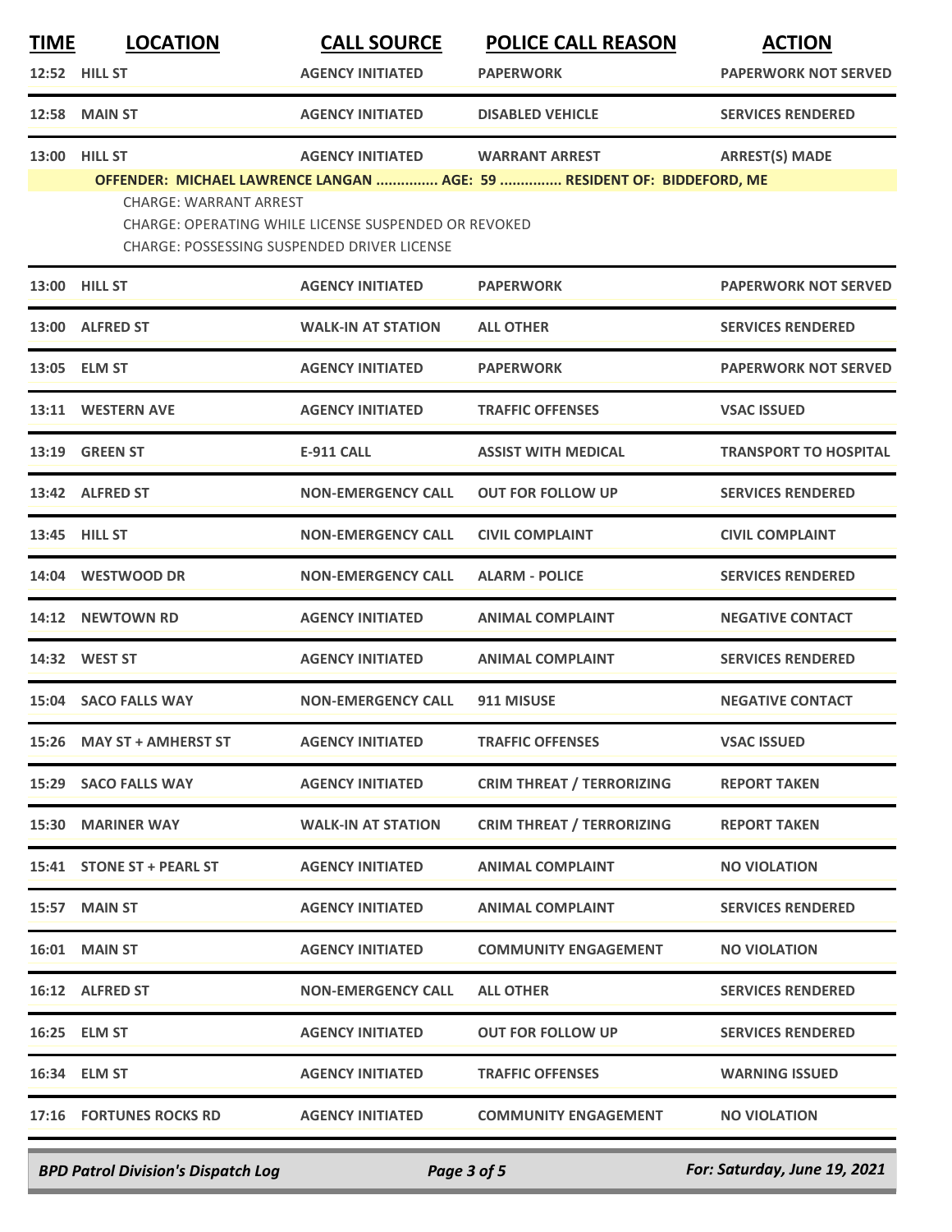| TIME | LOCATION | CALL SOURCE | POLICE CALL REASON | ACTION |
|---|---|---|---|---|
| 12:52 | HILL ST | AGENCY INITIATED | PAPERWORK | PAPERWORK NOT SERVED |
| 12:58 | MAIN ST | AGENCY INITIATED | DISABLED VEHICLE | SERVICES RENDERED |
| 13:00 | HILL ST | AGENCY INITIATED | WARRANT ARREST | ARREST(S) MADE |

**OFFENDER: MICHAEL LAWRENCE LANGAN ............... AGE: 59 ............... RESIDENT OF: BIDDEFORD, ME**

CHARGE: WARRANT ARREST
CHARGE: OPERATING WHILE LICENSE SUSPENDED OR REVOKED
CHARGE: POSSESSING SUSPENDED DRIVER LICENSE

| TIME | LOCATION | CALL SOURCE | POLICE CALL REASON | ACTION |
|---|---|---|---|---|
| 13:00 | HILL ST | AGENCY INITIATED | PAPERWORK | PAPERWORK NOT SERVED |
| 13:00 | ALFRED ST | WALK-IN AT STATION | ALL OTHER | SERVICES RENDERED |
| 13:05 | ELM ST | AGENCY INITIATED | PAPERWORK | PAPERWORK NOT SERVED |
| 13:11 | WESTERN AVE | AGENCY INITIATED | TRAFFIC OFFENSES | VSAC ISSUED |
| 13:19 | GREEN ST | E-911 CALL | ASSIST WITH MEDICAL | TRANSPORT TO HOSPITAL |
| 13:42 | ALFRED ST | NON-EMERGENCY CALL | OUT FOR FOLLOW UP | SERVICES RENDERED |
| 13:45 | HILL ST | NON-EMERGENCY CALL | CIVIL COMPLAINT | CIVIL COMPLAINT |
| 14:04 | WESTWOOD DR | NON-EMERGENCY CALL | ALARM - POLICE | SERVICES RENDERED |
| 14:12 | NEWTOWN RD | AGENCY INITIATED | ANIMAL COMPLAINT | NEGATIVE CONTACT |
| 14:32 | WEST ST | AGENCY INITIATED | ANIMAL COMPLAINT | SERVICES RENDERED |
| 15:04 | SACO FALLS WAY | NON-EMERGENCY CALL | 911 MISUSE | NEGATIVE CONTACT |
| 15:26 | MAY ST + AMHERST ST | AGENCY INITIATED | TRAFFIC OFFENSES | VSAC ISSUED |
| 15:29 | SACO FALLS WAY | AGENCY INITIATED | CRIM THREAT / TERRORIZING | REPORT TAKEN |
| 15:30 | MARINER WAY | WALK-IN AT STATION | CRIM THREAT / TERRORIZING | REPORT TAKEN |
| 15:41 | STONE ST + PEARL ST | AGENCY INITIATED | ANIMAL COMPLAINT | NO VIOLATION |
| 15:57 | MAIN ST | AGENCY INITIATED | ANIMAL COMPLAINT | SERVICES RENDERED |
| 16:01 | MAIN ST | AGENCY INITIATED | COMMUNITY ENGAGEMENT | NO VIOLATION |
| 16:12 | ALFRED ST | NON-EMERGENCY CALL | ALL OTHER | SERVICES RENDERED |
| 16:25 | ELM ST | AGENCY INITIATED | OUT FOR FOLLOW UP | SERVICES RENDERED |
| 16:34 | ELM ST | AGENCY INITIATED | TRAFFIC OFFENSES | WARNING ISSUED |
| 17:16 | FORTUNES ROCKS RD | AGENCY INITIATED | COMMUNITY ENGAGEMENT | NO VIOLATION |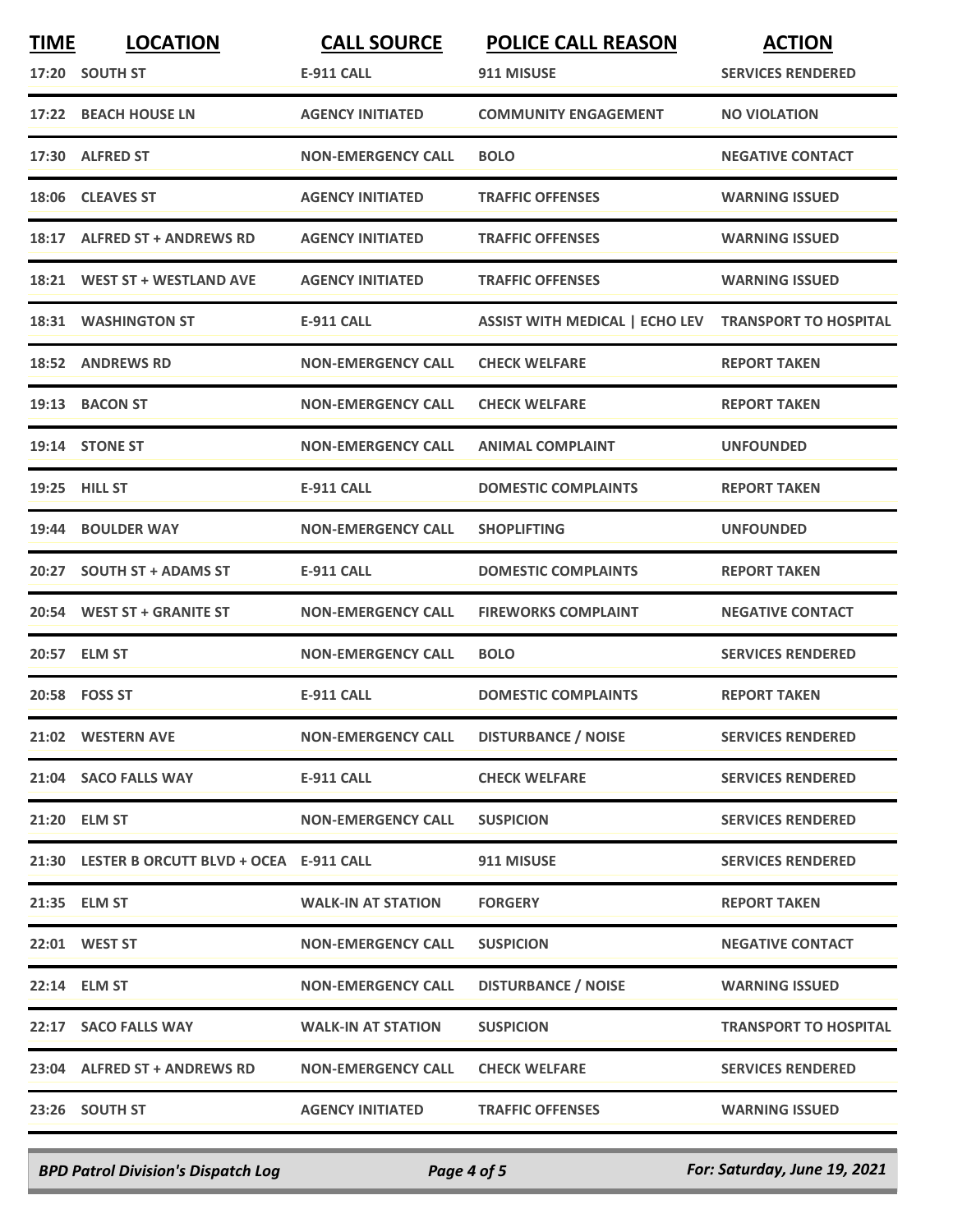| TIME | LOCATION | CALL SOURCE | POLICE CALL REASON | ACTION |
|---|---|---|---|---|
| 17:20 | SOUTH ST | E-911 CALL | 911 MISUSE | SERVICES RENDERED |
| 17:22 | BEACH HOUSE LN | AGENCY INITIATED | COMMUNITY ENGAGEMENT | NO VIOLATION |
| 17:30 | ALFRED ST | NON-EMERGENCY CALL | BOLO | NEGATIVE CONTACT |
| 18:06 | CLEAVES ST | AGENCY INITIATED | TRAFFIC OFFENSES | WARNING ISSUED |
| 18:17 | ALFRED ST + ANDREWS RD | AGENCY INITIATED | TRAFFIC OFFENSES | WARNING ISSUED |
| 18:21 | WEST ST + WESTLAND AVE | AGENCY INITIATED | TRAFFIC OFFENSES | WARNING ISSUED |
| 18:31 | WASHINGTON ST | E-911 CALL | ASSIST WITH MEDICAL \| ECHO LEV | TRANSPORT TO HOSPITAL |
| 18:52 | ANDREWS RD | NON-EMERGENCY CALL | CHECK WELFARE | REPORT TAKEN |
| 19:13 | BACON ST | NON-EMERGENCY CALL | CHECK WELFARE | REPORT TAKEN |
| 19:14 | STONE ST | NON-EMERGENCY CALL | ANIMAL COMPLAINT | UNFOUNDED |
| 19:25 | HILL ST | E-911 CALL | DOMESTIC COMPLAINTS | REPORT TAKEN |
| 19:44 | BOULDER WAY | NON-EMERGENCY CALL | SHOPLIFTING | UNFOUNDED |
| 20:27 | SOUTH ST + ADAMS ST | E-911 CALL | DOMESTIC COMPLAINTS | REPORT TAKEN |
| 20:54 | WEST ST + GRANITE ST | NON-EMERGENCY CALL | FIREWORKS COMPLAINT | NEGATIVE CONTACT |
| 20:57 | ELM ST | NON-EMERGENCY CALL | BOLO | SERVICES RENDERED |
| 20:58 | FOSS ST | E-911 CALL | DOMESTIC COMPLAINTS | REPORT TAKEN |
| 21:02 | WESTERN AVE | NON-EMERGENCY CALL | DISTURBANCE / NOISE | SERVICES RENDERED |
| 21:04 | SACO FALLS WAY | E-911 CALL | CHECK WELFARE | SERVICES RENDERED |
| 21:20 | ELM ST | NON-EMERGENCY CALL | SUSPICION | SERVICES RENDERED |
| 21:30 | LESTER B ORCUTT BLVD + OCEA | E-911 CALL | 911 MISUSE | SERVICES RENDERED |
| 21:35 | ELM ST | WALK-IN AT STATION | FORGERY | REPORT TAKEN |
| 22:01 | WEST ST | NON-EMERGENCY CALL | SUSPICION | NEGATIVE CONTACT |
| 22:14 | ELM ST | NON-EMERGENCY CALL | DISTURBANCE / NOISE | WARNING ISSUED |
| 22:17 | SACO FALLS WAY | WALK-IN AT STATION | SUSPICION | TRANSPORT TO HOSPITAL |
| 23:04 | ALFRED ST + ANDREWS RD | NON-EMERGENCY CALL | CHECK WELFARE | SERVICES RENDERED |
| 23:26 | SOUTH ST | AGENCY INITIATED | TRAFFIC OFFENSES | WARNING ISSUED |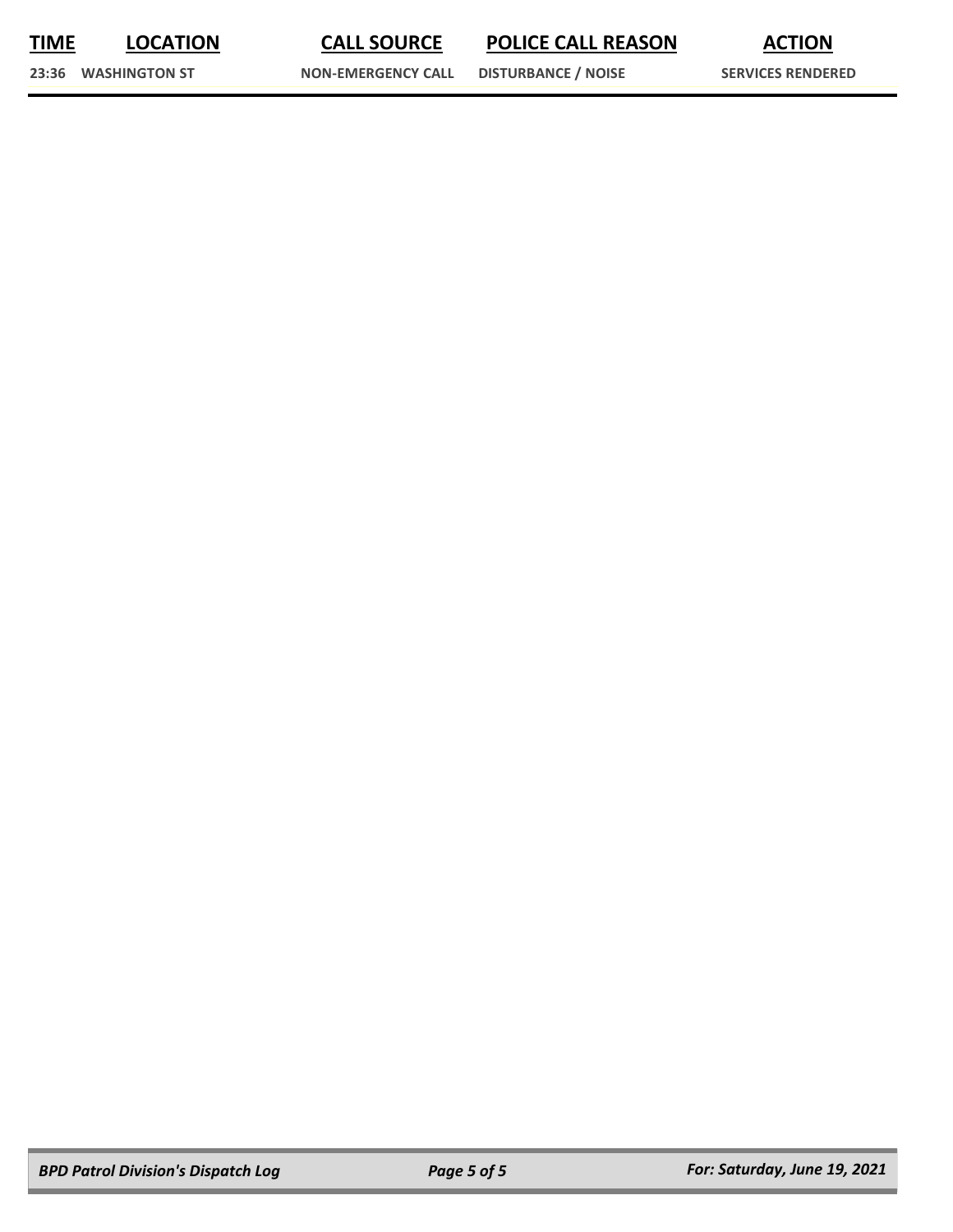| TIME | LOCATION | CALL SOURCE | POLICE CALL REASON | ACTION |
| --- | --- | --- | --- | --- |
| 23:36 | WASHINGTON ST | NON-EMERGENCY CALL | DISTURBANCE / NOISE | SERVICES RENDERED |